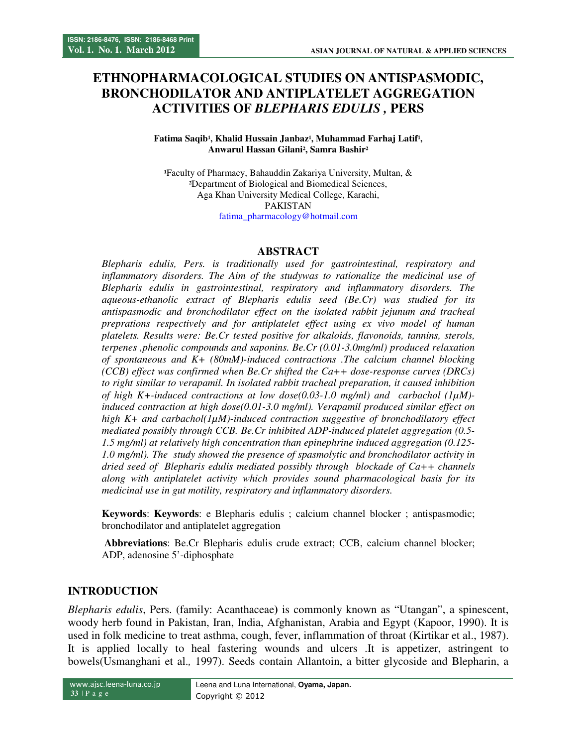# ETHNOPHARMACOLOGICAL STUDIES ON ANTISPASMODIC, BRONCHODILATOR AND ANTIPLATELET AGGREGATION ACTIVITIES OF *BLEPHARIS EDULIS* , PERS

**Fatima Saqib[1], Khalid Hussain Janbaz[1], Muhammad Farhaj Latif[1], Anwarul Hassan Gilani[2], Samra Bashir[2]**

[1]Faculty of Pharmacy, Bahauddin Zakariya University, Multan, &
[2]Department of Biological and Biomedical Sciences,
Aga Khan University Medical College, Karachi,
PAKISTAN
fatima_pharmacology@hotmail.com

## ABSTRACT

*Blepharis edulis, Pers. is traditionally used for gastrointestinal, respiratory and inflammatory disorders. The Aim of the studywas to rationalize the medicinal use of Blepharis edulis in gastrointestinal, respiratory and inflammatory disorders. The aqueous-ethanolic extract of Blepharis edulis seed (Be.Cr) was studied for its antispasmodic and bronchodilator effect on the isolated rabbit jejunum and tracheal preprations respectively and for antiplatelet effect using ex vivo model of human platelets. Results were: Be.Cr tested positive for alkaloids, flavonoids, tannins, sterols, terpenes ,phenolic compounds and saponins. Be.Cr (0.01-3.0mg/ml) produced relaxation of spontaneous and K+ (80mM)-induced contractions .The calcium channel blocking (CCB) effect was confirmed when Be.Cr shifted the Ca++ dose-response curves (DRCs) to right similar to verapamil. In isolated rabbit tracheal preparation, it caused inhibition of high K+-induced contractions at low dose(0.03-1.0 mg/ml) and carbachol (1μM)-induced contraction at high dose(0.01-3.0 mg/ml). Verapamil produced similar effect on high K+ and carbachol(1μM)-induced contraction suggestive of bronchodilatory effect mediated possibly through CCB. Be.Cr inhibited ADP-induced platelet aggregation (0.5-1.5 mg/ml) at relatively high concentration than epinephrine induced aggregation (0.125-1.0 mg/ml). The study showed the presence of spasmolytic and bronchodilator activity in dried seed of Blepharis edulis mediated possibly through blockade of Ca++ channels along with antiplatelet activity which provides sound pharmacological basis for its medicinal use in gut motility, respiratory and inflammatory disorders.*

**Keywords**: **Keywords**: e Blepharis edulis ; calcium channel blocker ; antispasmodic; bronchodilator and antiplatelet aggregation

**Abbreviations**: Be.Cr Blepharis edulis crude extract; CCB, calcium channel blocker; ADP, adenosine 5'-diphosphate

## INTRODUCTION

*Blepharis edulis*, Pers. (family: Acanthaceae) is commonly known as "Utangan", a spinescent, woody herb found in Pakistan, Iran, India, Afghanistan, Arabia and Egypt (Kapoor, 1990). It is used in folk medicine to treat asthma, cough, fever, inflammation of throat (Kirtikar et al., 1987). It is applied locally to heal fastering wounds and ulcers .It is appetizer, astringent to bowels(Usmanghani et al., 1997). Seeds contain Allantoin, a bitter glycoside and Blepharin, a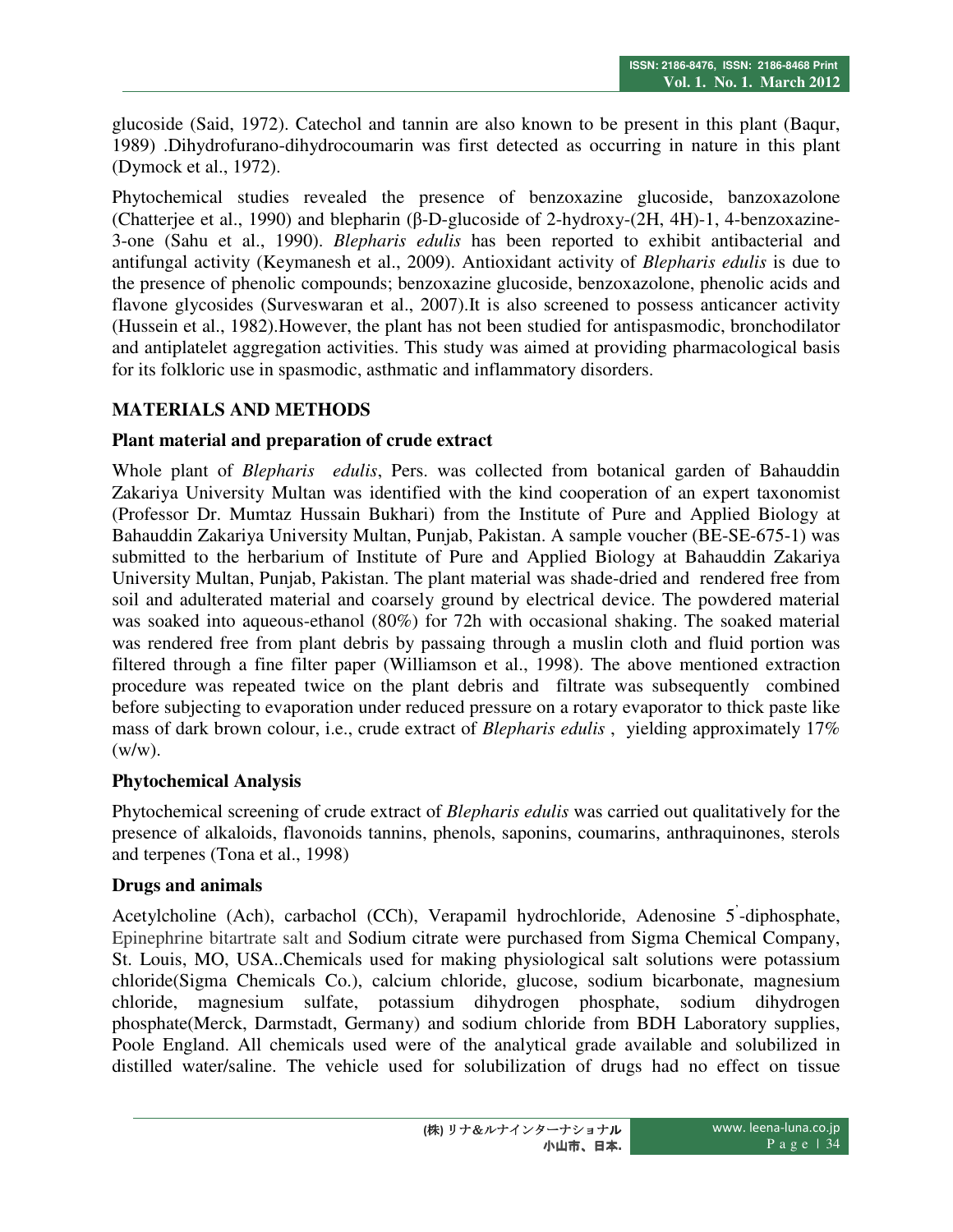glucoside (Said, 1972). Catechol and tannin are also known to be present in this plant (Baqur, 1989) .Dihydrofurano-dihydrocoumarin was first detected as occurring in nature in this plant (Dymock et al., 1972).

Phytochemical studies revealed the presence of benzoxazine glucoside, banzoxazolone (Chatterjee et al., 1990) and blepharin (β-D-glucoside of 2-hydroxy-(2H, 4H)-1, 4-benzoxazine-3-one (Sahu et al., 1990). *Blepharis edulis* has been reported to exhibit antibacterial and antifungal activity (Keymanesh et al., 2009). Antioxidant activity of *Blepharis edulis* is due to the presence of phenolic compounds; benzoxazine glucoside, benzoxazolone, phenolic acids and flavone glycosides (Surveswaran et al., 2007).It is also screened to possess anticancer activity (Hussein et al., 1982).However, the plant has not been studied for antispasmodic, bronchodilator and antiplatelet aggregation activities. This study was aimed at providing pharmacological basis for its folkloric use in spasmodic, asthmatic and inflammatory disorders.

## MATERIALS AND METHODS

### Plant material and preparation of crude extract

Whole plant of *Blepharis edulis*, Pers. was collected from botanical garden of Bahauddin Zakariya University Multan was identified with the kind cooperation of an expert taxonomist (Professor Dr. Mumtaz Hussain Bukhari) from the Institute of Pure and Applied Biology at Bahauddin Zakariya University Multan, Punjab, Pakistan. A sample voucher (BE-SE-675-1) was submitted to the herbarium of Institute of Pure and Applied Biology at Bahauddin Zakariya University Multan, Punjab, Pakistan. The plant material was shade-dried and rendered free from soil and adulterated material and coarsely ground by electrical device. The powdered material was soaked into aqueous-ethanol (80%) for 72h with occasional shaking. The soaked material was rendered free from plant debris by passaing through a muslin cloth and fluid portion was filtered through a fine filter paper (Williamson et al., 1998). The above mentioned extraction procedure was repeated twice on the plant debris and filtrate was subsequently combined before subjecting to evaporation under reduced pressure on a rotary evaporator to thick paste like mass of dark brown colour, i.e., crude extract of *Blepharis edulis* , yielding approximately 17% (w/w).

### Phytochemical Analysis

Phytochemical screening of crude extract of *Blepharis edulis* was carried out qualitatively for the presence of alkaloids, flavonoids tannins, phenols, saponins, coumarins, anthraquinones, sterols and terpenes (Tona et al., 1998)

### Drugs and animals

Acetylcholine (Ach), carbachol (CCh), Verapamil hydrochloride, Adenosine 5′-diphosphate, Epinephrine bitartrate salt and Sodium citrate were purchased from Sigma Chemical Company, St. Louis, MO, USA..Chemicals used for making physiological salt solutions were potassium chloride(Sigma Chemicals Co.), calcium chloride, glucose, sodium bicarbonate, magnesium chloride, magnesium sulfate, potassium dihydrogen phosphate, sodium dihydrogen phosphate(Merck, Darmstadt, Germany) and sodium chloride from BDH Laboratory supplies, Poole England. All chemicals used were of the analytical grade available and solubilized in distilled water/saline. The vehicle used for solubilization of drugs had no effect on tissue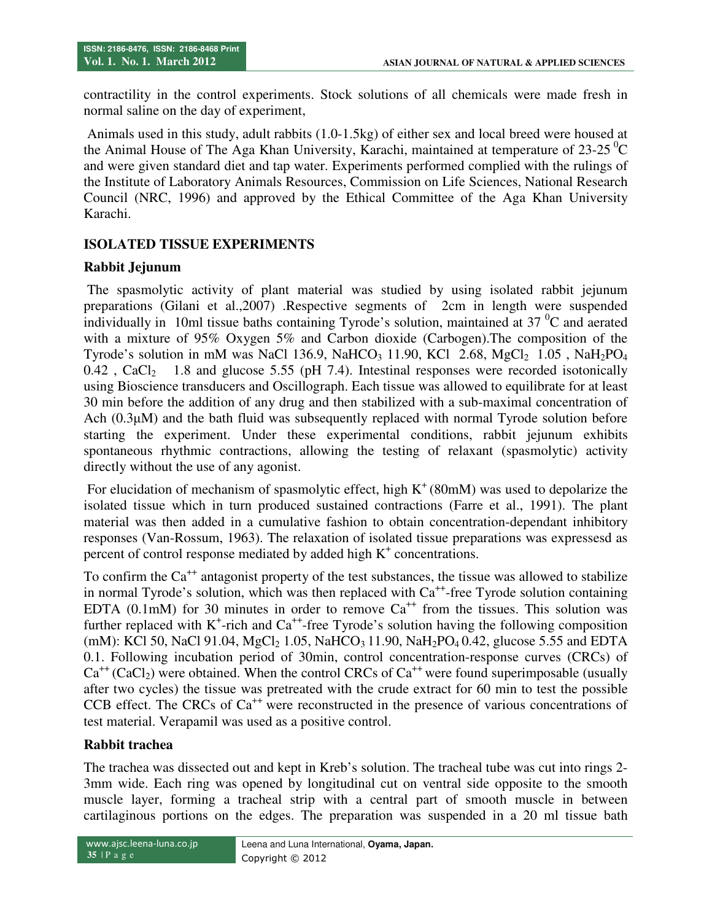contractility in the control experiments. Stock solutions of all chemicals were made fresh in normal saline on the day of experiment,

Animals used in this study, adult rabbits (1.0-1.5kg) of either sex and local breed were housed at the Animal House of The Aga Khan University, Karachi, maintained at temperature of 23-25 $^0$C and were given standard diet and tap water. Experiments performed complied with the rulings of the Institute of Laboratory Animals Resources, Commission on Life Sciences, National Research Council (NRC, 1996) and approved by the Ethical Committee of the Aga Khan University Karachi.

## ISOLATED TISSUE EXPERIMENTS

### Rabbit Jejunum

The spasmolytic activity of plant material was studied by using isolated rabbit jejunum preparations (Gilani et al.,2007) .Respective segments of 2cm in length were suspended individually in 10ml tissue baths containing Tyrode's solution, maintained at 37 $^0$C and aerated with a mixture of 95% Oxygen 5% and Carbon dioxide (Carbogen).The composition of the Tyrode's solution in mM was NaCl 136.9, $NaHCO_3$ 11.90, KCl 2.68, $MgCl_2$ 1.05 , $NaH_2PO_4$ 0.42 , $CaCl_2$ 1.8 and glucose 5.55 (pH 7.4). Intestinal responses were recorded isotonically using Bioscience transducers and Oscillograph. Each tissue was allowed to equilibrate for at least 30 min before the addition of any drug and then stabilized with a sub-maximal concentration of Ach (0.3μM) and the bath fluid was subsequently replaced with normal Tyrode solution before starting the experiment. Under these experimental conditions, rabbit jejunum exhibits spontaneous rhythmic contractions, allowing the testing of relaxant (spasmolytic) activity directly without the use of any agonist.

For elucidation of mechanism of spasmolytic effect, high $K^+$ (80mM) was used to depolarize the isolated tissue which in turn produced sustained contractions (Farre et al., 1991). The plant material was then added in a cumulative fashion to obtain concentration-dependant inhibitory responses (Van-Rossum, 1963). The relaxation of isolated tissue preparations was expressesd as percent of control response mediated by added high $K^+$ concentrations.

To confirm the $Ca^{++}$ antagonist property of the test substances, the tissue was allowed to stabilize in normal Tyrode's solution, which was then replaced with $Ca^{++}$-free Tyrode solution containing EDTA (0.1mM) for 30 minutes in order to remove $Ca^{++}$ from the tissues. This solution was further replaced with $K^+$-rich and $Ca^{++}$-free Tyrode's solution having the following composition (mM): KCl 50, NaCl 91.04, $MgCl_2$ 1.05, $NaHCO_3$ 11.90, $NaH_2PO_4$ 0.42, glucose 5.55 and EDTA 0.1. Following incubation period of 30min, control concentration-response curves (CRCs) of $Ca^{++}$ ($CaCl_2$) were obtained. When the control CRCs of $Ca^{++}$ were found superimposable (usually after two cycles) the tissue was pretreated with the crude extract for 60 min to test the possible CCB effect. The CRCs of $Ca^{++}$ were reconstructed in the presence of various concentrations of test material. Verapamil was used as a positive control.

### Rabbit trachea

The trachea was dissected out and kept in Kreb's solution. The tracheal tube was cut into rings 2-3mm wide. Each ring was opened by longitudinal cut on ventral side opposite to the smooth muscle layer, forming a tracheal strip with a central part of smooth muscle in between cartilaginous portions on the edges. The preparation was suspended in a 20 ml tissue bath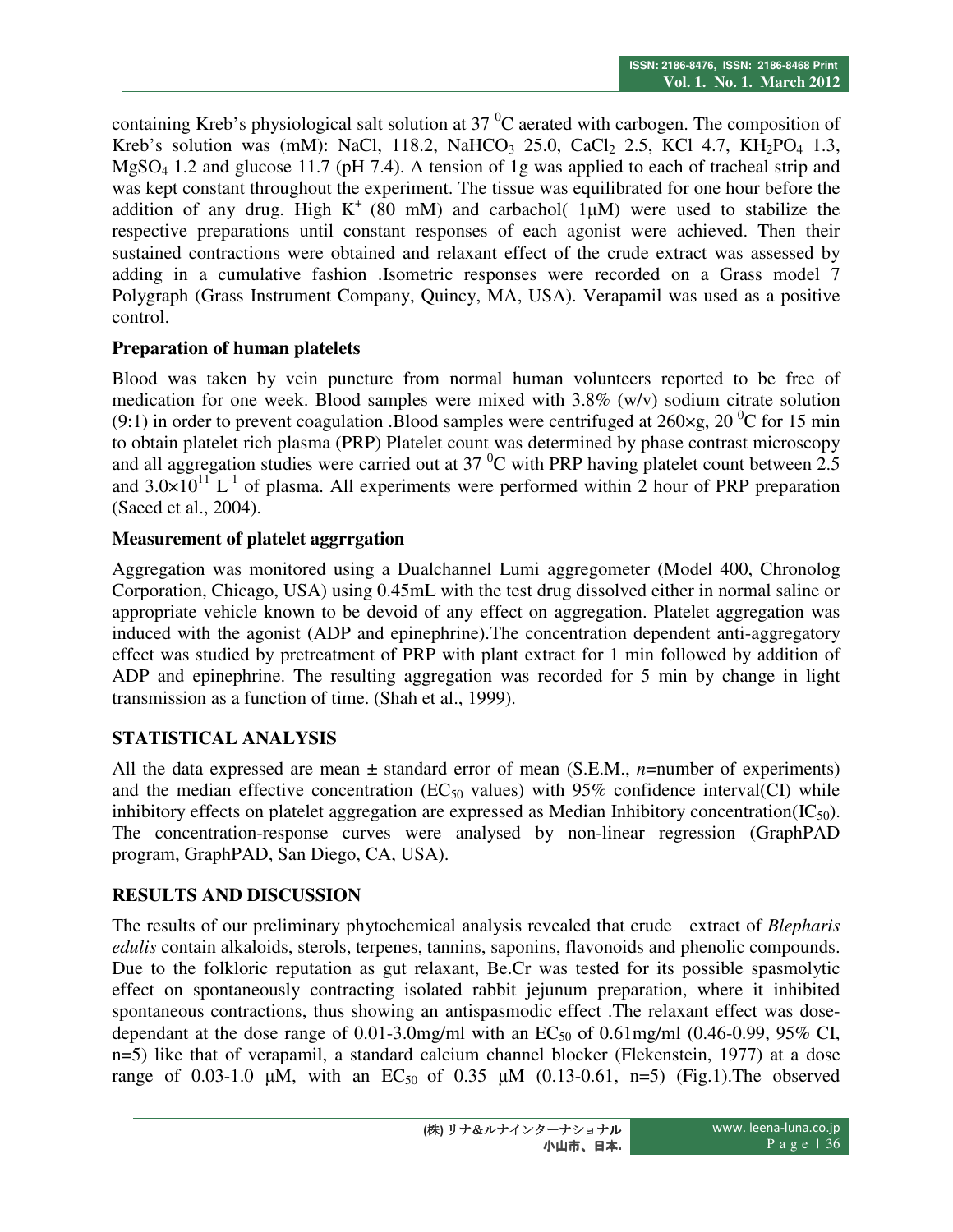containing Kreb's physiological salt solution at 37 $^0$C aerated with carbogen. The composition of Kreb's solution was (mM): NaCl, 118.2, $NaHCO_3$ 25.0, $CaCl_2$ 2.5, KCl 4.7, $KH_2PO_4$ 1.3, $MgSO_4$ 1.2 and glucose 11.7 (pH 7.4). A tension of 1g was applied to each of tracheal strip and was kept constant throughout the experiment. The tissue was equilibrated for one hour before the addition of any drug. High $K^+$ (80 mM) and carbachol( 1μM) were used to stabilize the respective preparations until constant responses of each agonist were achieved. Then their sustained contractions were obtained and relaxant effect of the crude extract was assessed by adding in a cumulative fashion .Isometric responses were recorded on a Grass model 7 Polygraph (Grass Instrument Company, Quincy, MA, USA). Verapamil was used as a positive control.

### Preparation of human platelets

Blood was taken by vein puncture from normal human volunteers reported to be free of medication for one week. Blood samples were mixed with 3.8% (w/v) sodium citrate solution (9:1) in order to prevent coagulation .Blood samples were centrifuged at 260×g, 20 $^0$C for 15 min to obtain platelet rich plasma (PRP) Platelet count was determined by phase contrast microscopy and all aggregation studies were carried out at 37 $^0$C with PRP having platelet count between 2.5 and $3.0 \times 10^{11}$ $L^{-1}$ of plasma. All experiments were performed within 2 hour of PRP preparation (Saeed et al., 2004).

### Measurement of platelet aggrrgation

Aggregation was monitored using a Dualchannel Lumi aggregometer (Model 400, Chronolog Corporation, Chicago, USA) using 0.45mL with the test drug dissolved either in normal saline or appropriate vehicle known to be devoid of any effect on aggregation. Platelet aggregation was induced with the agonist (ADP and epinephrine).The concentration dependent anti-aggregatory effect was studied by pretreatment of PRP with plant extract for 1 min followed by addition of ADP and epinephrine. The resulting aggregation was recorded for 5 min by change in light transmission as a function of time. (Shah et al., 1999).

## STATISTICAL ANALYSIS

All the data expressed are mean ± standard error of mean (S.E.M., *n*=number of experiments) and the median effective concentration ($EC_{50}$ values) with 95% confidence interval(CI) while inhibitory effects on platelet aggregation are expressed as Median Inhibitory concentration($IC_{50}$). The concentration-response curves were analysed by non-linear regression (GraphPAD program, GraphPAD, San Diego, CA, USA).

## RESULTS AND DISCUSSION

The results of our preliminary phytochemical analysis revealed that crude extract of *Blepharis edulis* contain alkaloids, sterols, terpenes, tannins, saponins, flavonoids and phenolic compounds. Due to the folkloric reputation as gut relaxant, Be.Cr was tested for its possible spasmolytic effect on spontaneously contracting isolated rabbit jejunum preparation, where it inhibited spontaneous contractions, thus showing an antispasmodic effect .The relaxant effect was dose-dependant at the dose range of 0.01-3.0mg/ml with an $EC_{50}$ of 0.61mg/ml (0.46-0.99, 95% CI, n=5) like that of verapamil, a standard calcium channel blocker (Flekenstein, 1977) at a dose range of 0.03-1.0 μM, with an $EC_{50}$ of 0.35 μM (0.13-0.61, n=5) (Fig.1).The observed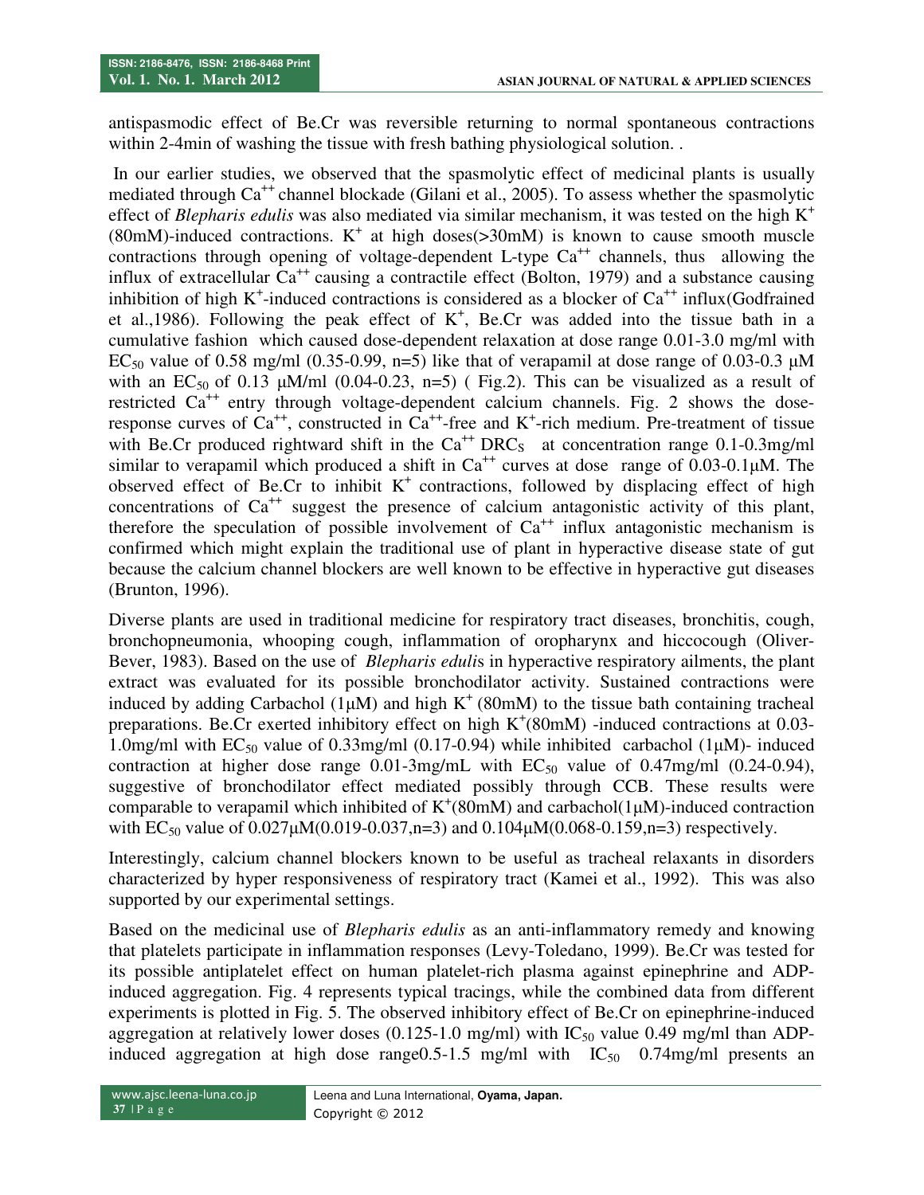antispasmodic effect of Be.Cr was reversible returning to normal spontaneous contractions within 2-4min of washing the tissue with fresh bathing physiological solution. .

In our earlier studies, we observed that the spasmolytic effect of medicinal plants is usually mediated through $Ca^{++}$ channel blockade (Gilani et al., 2005). To assess whether the spasmolytic effect of *Blepharis edulis* was also mediated via similar mechanism, it was tested on the high $K^+$ (80mM)-induced contractions. $K^+$ at high doses(>30mM) is known to cause smooth muscle contractions through opening of voltage-dependent L-type $Ca^{++}$ channels, thus allowing the influx of extracellular $Ca^{++}$ causing a contractile effect (Bolton, 1979) and a substance causing inhibition of high $K^+$-induced contractions is considered as a blocker of $Ca^{++}$ influx(Godfrained et al.,1986). Following the peak effect of $K^+$, Be.Cr was added into the tissue bath in a cumulative fashion which caused dose-dependent relaxation at dose range 0.01-3.0 mg/ml with $EC_{50}$ value of 0.58 mg/ml (0.35-0.99, n=5) like that of verapamil at dose range of 0.03-0.3 μM with an $EC_{50}$ of 0.13 μM/ml (0.04-0.23, n=5) ( Fig.2). This can be visualized as a result of restricted $Ca^{++}$ entry through voltage-dependent calcium channels. Fig. 2 shows the dose-response curves of $Ca^{++}$, constructed in $Ca^{++}$-free and $K^+$-rich medium. Pre-treatment of tissue with Be.Cr produced rightward shift in the $Ca^{++}$ $DRC_S$ at concentration range 0.1-0.3mg/ml similar to verapamil which produced a shift in $Ca^{++}$ curves at dose range of 0.03-0.1μM. The observed effect of Be.Cr to inhibit $K^+$ contractions, followed by displacing effect of high concentrations of $Ca^{++}$ suggest the presence of calcium antagonistic activity of this plant, therefore the speculation of possible involvement of $Ca^{++}$ influx antagonistic mechanism is confirmed which might explain the traditional use of plant in hyperactive disease state of gut because the calcium channel blockers are well known to be effective in hyperactive gut diseases (Brunton, 1996).

Diverse plants are used in traditional medicine for respiratory tract diseases, bronchitis, cough, bronchopneumonia, whooping cough, inflammation of oropharynx and hiccocough (Oliver-Bever, 1983). Based on the use of *Blepharis edulis* in hyperactive respiratory ailments, the plant extract was evaluated for its possible bronchodilator activity. Sustained contractions were induced by adding Carbachol (1μM) and high $K^+$ (80mM) to the tissue bath containing tracheal preparations. Be.Cr exerted inhibitory effect on high $K^+$(80mM) -induced contractions at 0.03-1.0mg/ml with $EC_{50}$ value of 0.33mg/ml (0.17-0.94) while inhibited carbachol (1μM)- induced contraction at higher dose range 0.01-3mg/mL with $EC_{50}$ value of 0.47mg/ml (0.24-0.94), suggestive of bronchodilator effect mediated possibly through CCB. These results were comparable to verapamil which inhibited of $K^+$(80mM) and carbachol(1μM)-induced contraction with $EC_{50}$ value of 0.027μM(0.019-0.037,n=3) and 0.104μM(0.068-0.159,n=3) respectively.

Interestingly, calcium channel blockers known to be useful as tracheal relaxants in disorders characterized by hyper responsiveness of respiratory tract (Kamei et al., 1992). This was also supported by our experimental settings.

Based on the medicinal use of *Blepharis edulis* as an anti-inflammatory remedy and knowing that platelets participate in inflammation responses (Levy-Toledano, 1999). Be.Cr was tested for its possible antiplatelet effect on human platelet-rich plasma against epinephrine and ADP-induced aggregation. Fig. 4 represents typical tracings, while the combined data from different experiments is plotted in Fig. 5. The observed inhibitory effect of Be.Cr on epinephrine-induced aggregation at relatively lower doses (0.125-1.0 mg/ml) with $IC_{50}$ value 0.49 mg/ml than ADP-induced aggregation at high dose range0.5-1.5 mg/ml with $IC_{50}$ 0.74mg/ml presents an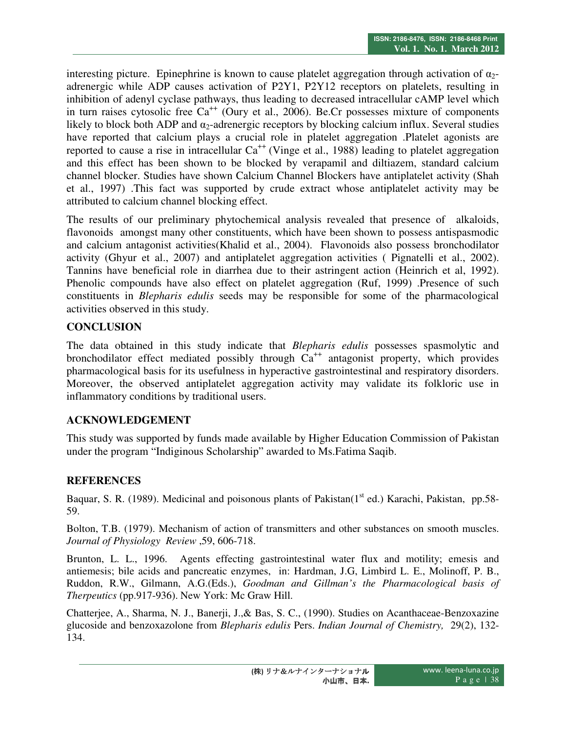interesting picture. Epinephrine is known to cause platelet aggregation through activation of $\alpha_2$-adrenergic while ADP causes activation of P2Y1, P2Y12 receptors on platelets, resulting in inhibition of adenyl cyclase pathways, thus leading to decreased intracellular cAMP level which in turn raises cytosolic free $Ca^{++}$ (Oury et al., 2006). Be.Cr possesses mixture of components likely to block both ADP and $\alpha_2$-adrenergic receptors by blocking calcium influx. Several studies have reported that calcium plays a crucial role in platelet aggregation .Platelet agonists are reported to cause a rise in intracellular $Ca^{++}$ (Vinge et al., 1988) leading to platelet aggregation and this effect has been shown to be blocked by verapamil and diltiazem, standard calcium channel blocker. Studies have shown Calcium Channel Blockers have antiplatelet activity (Shah et al., 1997) .This fact was supported by crude extract whose antiplatelet activity may be attributed to calcium channel blocking effect.

The results of our preliminary phytochemical analysis revealed that presence of alkaloids, flavonoids amongst many other constituents, which have been shown to possess antispasmodic and calcium antagonist activities(Khalid et al., 2004). Flavonoids also possess bronchodilator activity (Ghyur et al., 2007) and antiplatelet aggregation activities ( Pignatelli et al., 2002). Tannins have beneficial role in diarrhea due to their astringent action (Heinrich et al, 1992). Phenolic compounds have also effect on platelet aggregation (Ruf, 1999) .Presence of such constituents in *Blepharis edulis* seeds may be responsible for some of the pharmacological activities observed in this study.

## CONCLUSION

The data obtained in this study indicate that *Blepharis edulis* possesses spasmolytic and bronchodilator effect mediated possibly through $Ca^{++}$ antagonist property, which provides pharmacological basis for its usefulness in hyperactive gastrointestinal and respiratory disorders. Moreover, the observed antiplatelet aggregation activity may validate its folkloric use in inflammatory conditions by traditional users.

## ACKNOWLEDGEMENT

This study was supported by funds made available by Higher Education Commission of Pakistan under the program "Indiginous Scholarship" awarded to Ms.Fatima Saqib.

## REFERENCES

Baquar, S. R. (1989). Medicinal and poisonous plants of Pakistan(1st ed.) Karachi, Pakistan, pp.58-59.

Bolton, T.B. (1979). Mechanism of action of transmitters and other substances on smooth muscles. *Journal of Physiology Review* ,59, 606-718.

Brunton, L. L., 1996. Agents effecting gastrointestinal water flux and motility; emesis and antiemesis; bile acids and pancreatic enzymes, in: Hardman, J.G, Limbird L. E., Molinoff, P. B., Ruddon, R.W., Gilmann, A.G.(Eds.), *Goodman and Gillman's the Pharmacological basis of Therpeutics* (pp.917-936). New York: Mc Graw Hill.

Chatterjee, A., Sharma, N. J., Banerji, J.,& Bas, S. C., (1990). Studies on Acanthaceae-Benzoxazine glucoside and benzoxazolone from *Blepharis edulis* Pers. *Indian Journal of Chemistry,* 29(2), 132-134.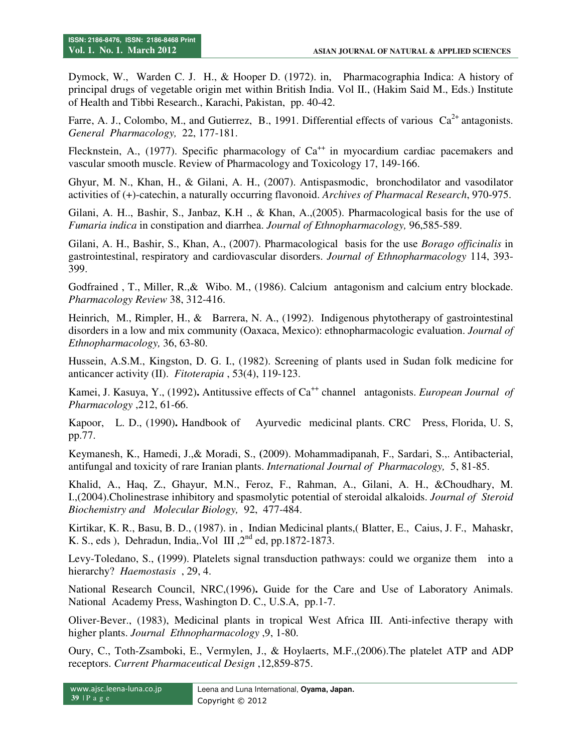Dymock, W., Warden C. J. H., & Hooper D. (1972). in, Pharmacographia Indica: A history of principal drugs of vegetable origin met within British India. Vol II., (Hakim Said M., Eds.) Institute of Health and Tibbi Research., Karachi, Pakistan, pp. 40-42.

Farre, A. J., Colombo, M., and Gutierrez, B., 1991. Differential effects of various $Ca^{2+}$ antagonists. *General Pharmacology,* 22, 177-181.

Flecknstein, A., (1977). Specific pharmacology of $Ca^{++}$ in myocardium cardiac pacemakers and vascular smooth muscle. Review of Pharmacology and Toxicology 17, 149-166.

Ghyur, M. N., Khan, H., & Gilani, A. H., (2007). Antispasmodic, bronchodilator and vasodilator activities of (+)-catechin, a naturally occurring flavonoid. *Archives of Pharmacal Research*, 970-975.

Gilani, A. H.., Bashir, S., Janbaz, K.H ., & Khan, A.,(2005). Pharmacological basis for the use of *Fumaria indica* in constipation and diarrhea. *Journal of Ethnopharmacology,* 96,585-589.

Gilani, A. H., Bashir, S., Khan, A., (2007). Pharmacological basis for the use *Borago officinalis* in gastrointestinal, respiratory and cardiovascular disorders. *Journal of Ethnopharmacology* 114, 393-399.

Godfrained , T., Miller, R.,& Wibo. M., (1986). Calcium antagonism and calcium entry blockade. *Pharmacology Review* 38, 312-416.

Heinrich, M., Rimpler, H., & Barrera, N. A., (1992). Indigenous phytotherapy of gastrointestinal disorders in a low and mix community (Oaxaca, Mexico): ethnopharmacologic evaluation. *Journal of Ethnopharmacology,* 36, 63-80.

Hussein, A.S.M., Kingston, D. G. I., (1982). Screening of plants used in Sudan folk medicine for anticancer activity (II). *Fitoterapia* , 53(4), 119-123.

Kamei, J. Kasuya, Y., (1992)**.** Antitussive effects of $Ca^{++}$ channel antagonists. *European Journal of Pharmacology* ,212, 61-66.

Kapoor, L. D., (1990)**.** Handbook of Ayurvedic medicinal plants. CRC Press, Florida, U. S, pp.77.

Keymanesh, K., Hamedi, J.,& Moradi, S., (2009). Mohammadipanah, F., Sardari, S.,. Antibacterial, antifungal and toxicity of rare Iranian plants. *International Journal of Pharmacology,* 5, 81-85.

Khalid, A., Haq, Z., Ghayur, M.N., Feroz, F., Rahman, A., Gilani, A. H., &Choudhary, M. I.,(2004).Cholinestrase inhibitory and spasmolytic potential of steroidal alkaloids. *Journal of Steroid Biochemistry and Molecular Biology,* 92, 477-484.

Kirtikar, K. R., Basu, B. D., (1987). in , Indian Medicinal plants,( Blatter, E., Caius, J. F., Mahaskr, K. S., eds ), Dehradun, India,.Vol III ,2nd ed, pp.1872-1873.

Levy-Toledano, S., (1999). Platelets signal transduction pathways: could we organize them into a hierarchy? *Haemostasis* , 29, 4.

National Research Council, NRC,(1996)**.** Guide for the Care and Use of Laboratory Animals. National Academy Press, Washington D. C., U.S.A, pp.1-7.

Oliver-Bever., (1983), Medicinal plants in tropical West Africa III. Anti-infective therapy with higher plants. *Journal Ethnopharmacology* ,9, 1-80.

Oury, C., Toth-Zsamboki, E., Vermylen, J., & Hoylaerts, M.F.,(2006).The platelet ATP and ADP receptors. *Current Pharmaceutical Design* ,12,859-875.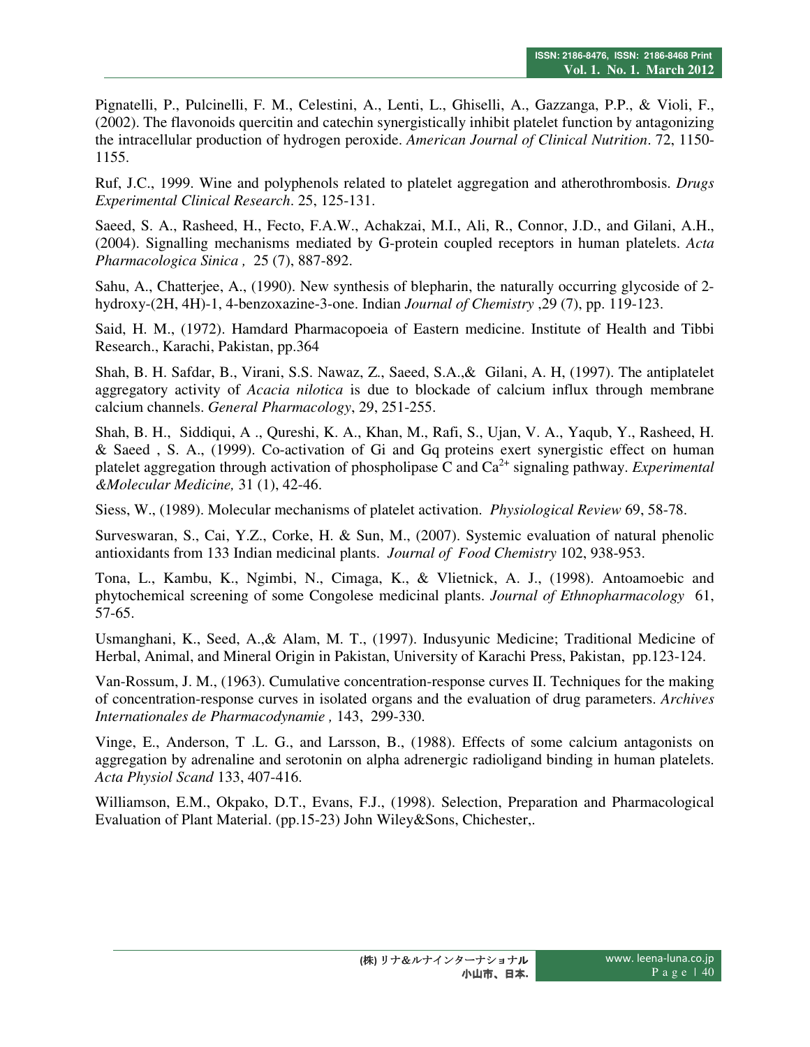Pignatelli, P., Pulcinelli, F. M., Celestini, A., Lenti, L., Ghiselli, A., Gazzanga, P.P., & Violi, F., (2002). The flavonoids quercitin and catechin synergistically inhibit platelet function by antagonizing the intracellular production of hydrogen peroxide. *American Journal of Clinical Nutrition*. 72, 1150-1155.

Ruf, J.C., 1999. Wine and polyphenols related to platelet aggregation and atherothrombosis. *Drugs Experimental Clinical Research*. 25, 125-131.

Saeed, S. A., Rasheed, H., Fecto, F.A.W., Achakzai, M.I., Ali, R., Connor, J.D., and Gilani, A.H., (2004). Signalling mechanisms mediated by G-protein coupled receptors in human platelets. *Acta Pharmacologica Sinica ,* 25 (7), 887-892.

Sahu, A., Chatterjee, A., (1990). New synthesis of blepharin, the naturally occurring glycoside of 2-hydroxy-(2H, 4H)-1, 4-benzoxazine-3-one. Indian *Journal of Chemistry* ,29 (7), pp. 119-123.

Said, H. M., (1972). Hamdard Pharmacopoeia of Eastern medicine. Institute of Health and Tibbi Research., Karachi, Pakistan, pp.364

Shah, B. H. Safdar, B., Virani, S.S. Nawaz, Z., Saeed, S.A.,& Gilani, A. H, (1997). The antiplatelet aggregatory activity of *Acacia nilotica* is due to blockade of calcium influx through membrane calcium channels. *General Pharmacology*, 29, 251-255.

Shah, B. H., Siddiqui, A ., Qureshi, K. A., Khan, M., Rafi, S., Ujan, V. A., Yaqub, Y., Rasheed, H. & Saeed , S. A., (1999). Co-activation of Gi and Gq proteins exert synergistic effect on human platelet aggregation through activation of phospholipase C and $Ca^{2+}$ signaling pathway. *Experimental &Molecular Medicine,* 31 (1), 42-46.

Siess, W., (1989). Molecular mechanisms of platelet activation. *Physiological Review* 69, 58-78.

Surveswaran, S., Cai, Y.Z., Corke, H. & Sun, M., (2007). Systemic evaluation of natural phenolic antioxidants from 133 Indian medicinal plants. *Journal of Food Chemistry* 102, 938-953.

Tona, L., Kambu, K., Ngimbi, N., Cimaga, K., & Vlietnick, A. J., (1998). Antoamoebic and phytochemical screening of some Congolese medicinal plants. *Journal of Ethnopharmacology* 61, 57-65.

Usmanghani, K., Seed, A.,& Alam, M. T., (1997). Indusyunic Medicine; Traditional Medicine of Herbal, Animal, and Mineral Origin in Pakistan, University of Karachi Press, Pakistan, pp.123-124.

Van-Rossum, J. M., (1963). Cumulative concentration-response curves II. Techniques for the making of concentration-response curves in isolated organs and the evaluation of drug parameters. *Archives Internationales de Pharmacodynamie ,* 143, 299-330.

Vinge, E., Anderson, T .L. G., and Larsson, B., (1988). Effects of some calcium antagonists on aggregation by adrenaline and serotonin on alpha adrenergic radioligand binding in human platelets. *Acta Physiol Scand* 133, 407-416.

Williamson, E.M., Okpako, D.T., Evans, F.J., (1998). Selection, Preparation and Pharmacological Evaluation of Plant Material. (pp.15-23) John Wiley&Sons, Chichester,.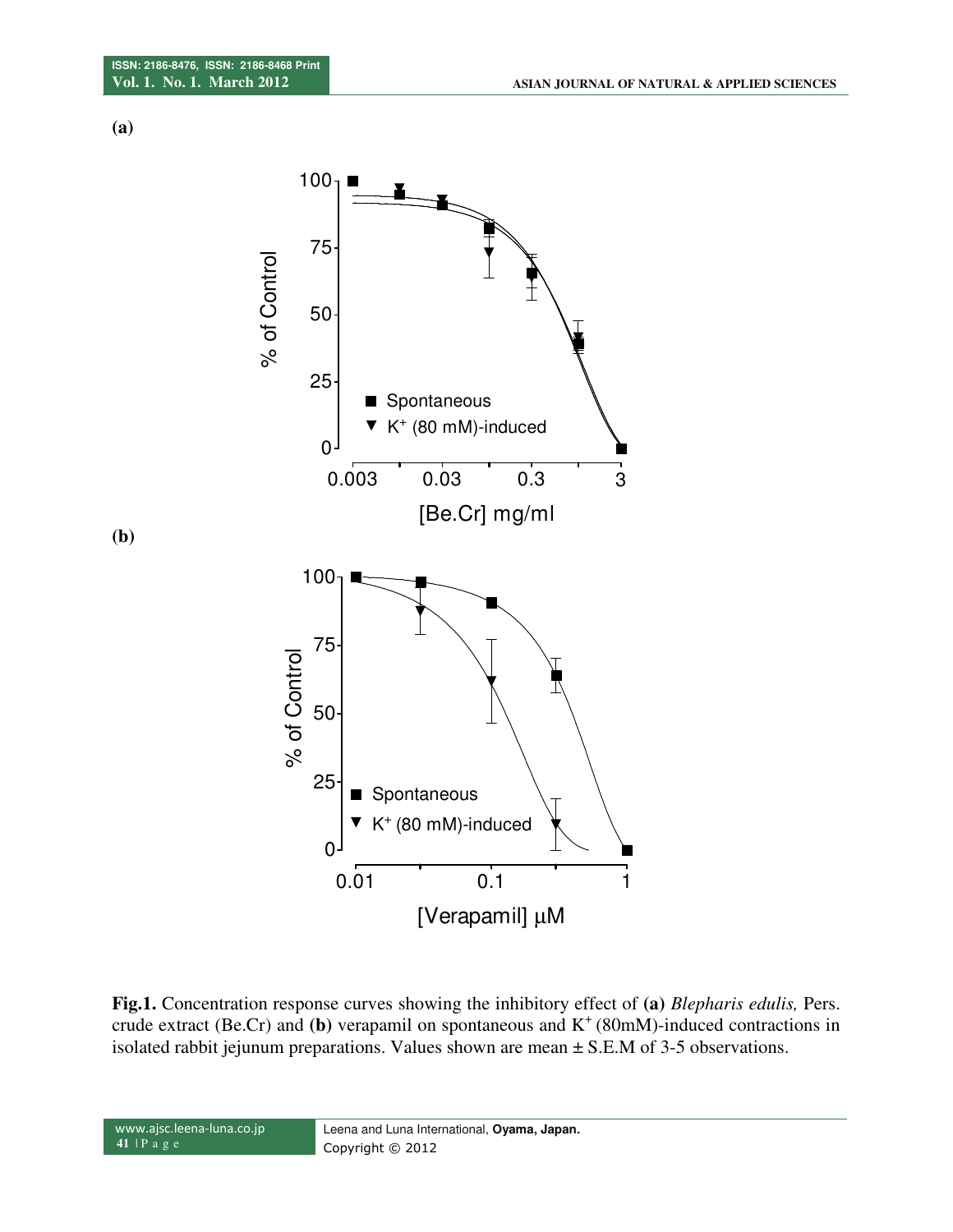**(a)**

**(b)**

**Fig.1.** Concentration response curves showing the inhibitory effect of **(a)** *Blepharis edulis,* Pers. crude extract (Be.Cr) and **(b)** verapamil on spontaneous and $K^+$ (80mM)-induced contractions in isolated rabbit jejunum preparations. Values shown are mean ± S.E.M of 3-5 observations.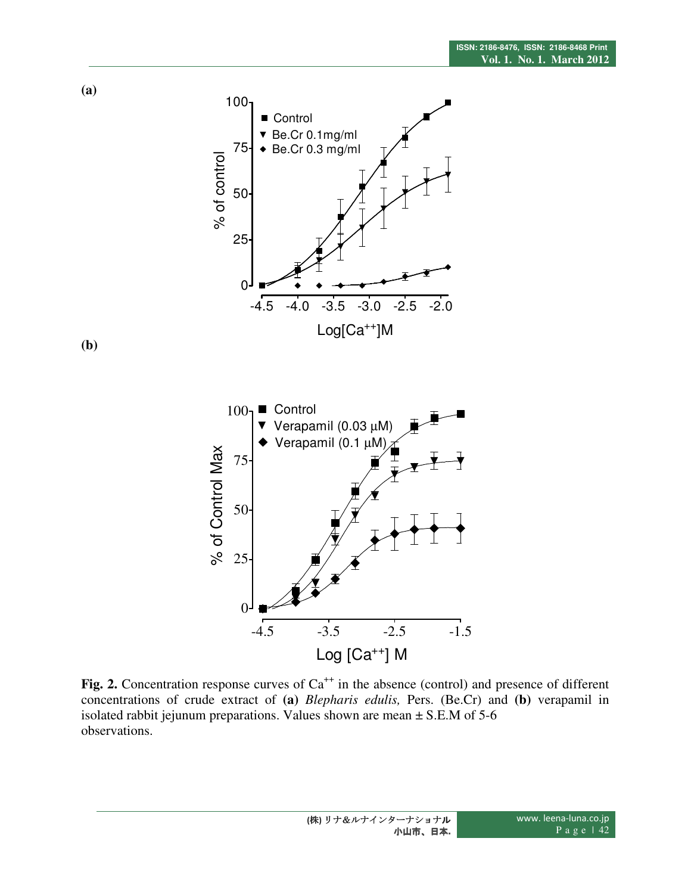**(a)**

**(b)**

**Fig. 2.** Concentration response curves of $Ca^{++}$ in the absence (control) and presence of different concentrations of crude extract of **(a)** *Blepharis edulis,* Pers. (Be.Cr) and **(b)** verapamil in isolated rabbit jejunum preparations. Values shown are mean ± S.E.M of 5-6 observations.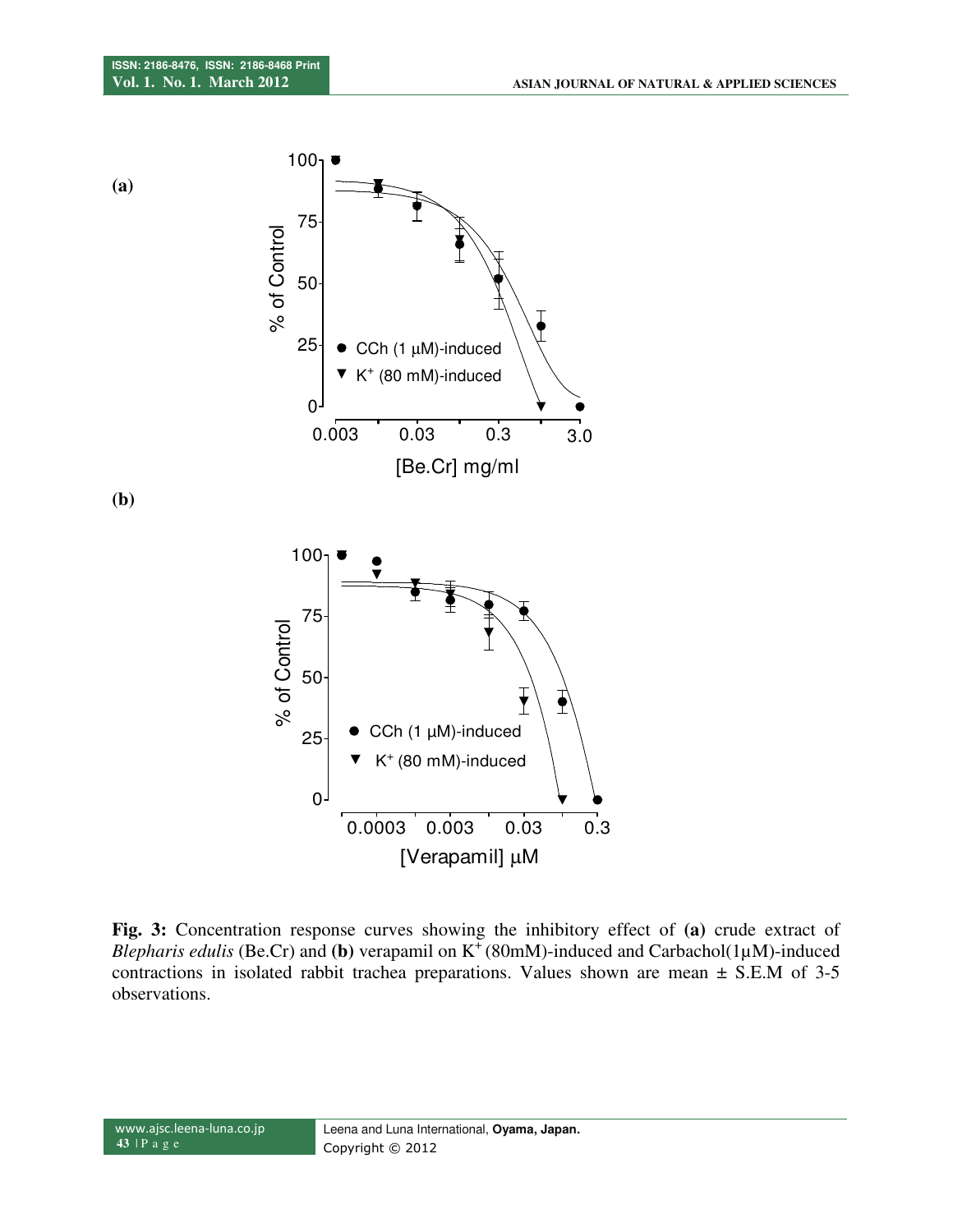**(a)**

**(b)**

**Fig. 3:** Concentration response curves showing the inhibitory effect of **(a)** crude extract of *Blepharis edulis* (Be.Cr) and **(b)** verapamil on $K^+$ (80mM)-induced and Carbachol(1µM)-induced contractions in isolated rabbit trachea preparations. Values shown are mean ± S.E.M of 3-5 observations.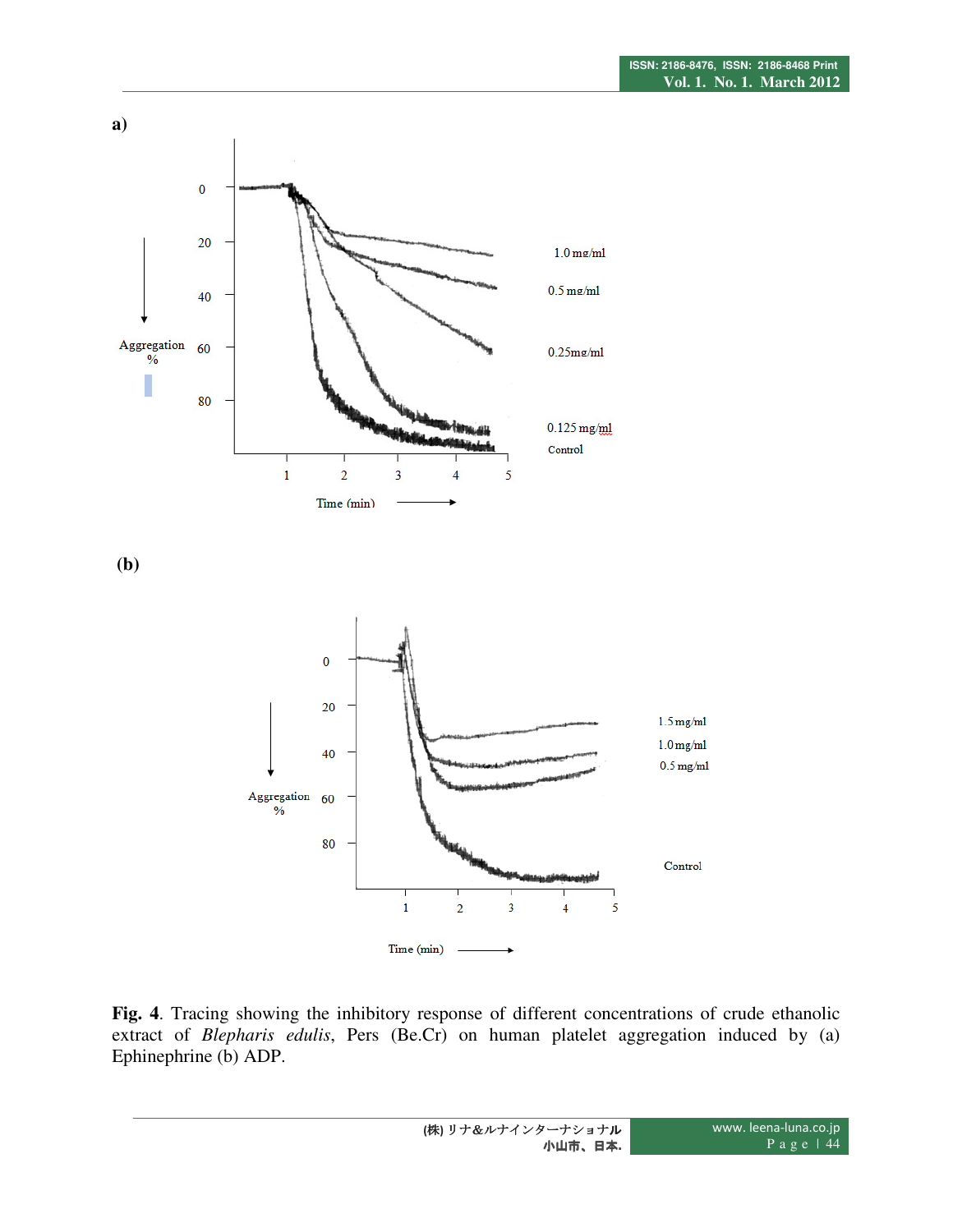a)

(b)

**Fig. 4**. Tracing showing the inhibitory response of different concentrations of crude ethanolic extract of *Blepharis edulis*, Pers (Be.Cr) on human platelet aggregation induced by (a) Ephinephrine (b) ADP.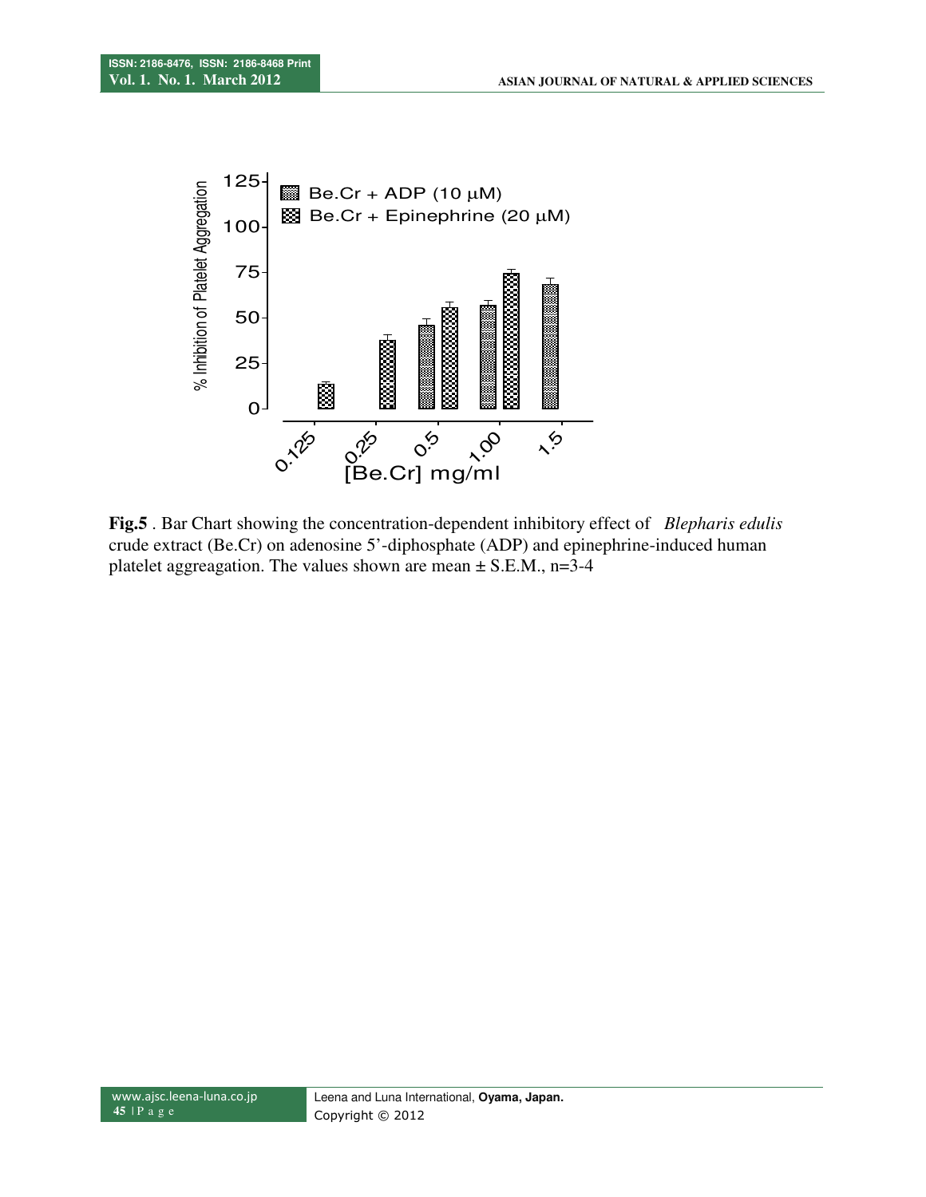125
100
75
50
25
0

% Inhibition of Platelet Aggregation

Be.Cr + ADP (10 μM)
Be.Cr + Epinephrine (20 μM)

0.125
0.25
0.5
1.00
1.5

[Be.Cr] mg/ml

**Fig.5** . Bar Chart showing the concentration-dependent inhibitory effect of *Blepharis edulis* crude extract (Be.Cr) on adenosine 5'-diphosphate (ADP) and epinephrine-induced human platelet aggreagation. The values shown are mean ± S.E.M., n=3-4